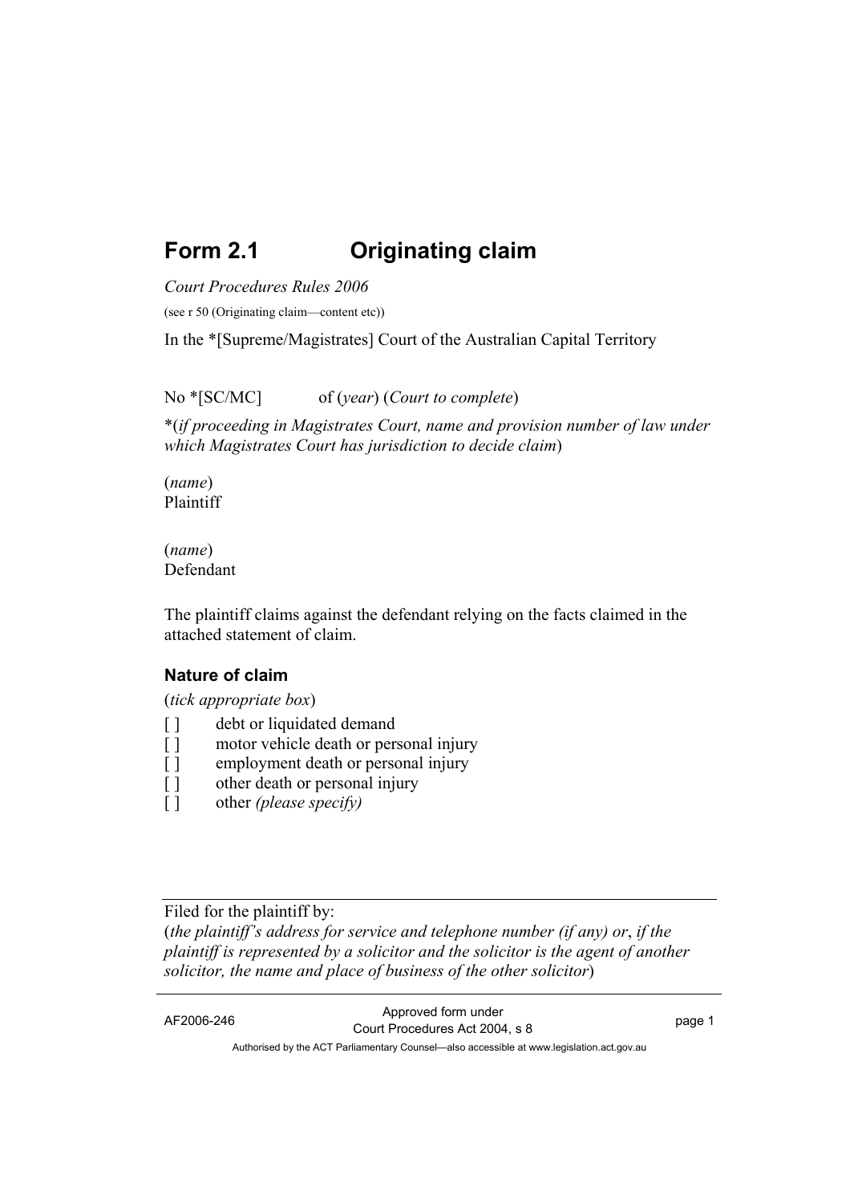# Form 2.1 Originating claim

*Court Procedures Rules 2006*

(see r 50 (Originating claim—content etc))

In the *[Supreme/Magistrates] Court of the Australian Capital Territory

No *[SC/MC] of (*year*) (*Court to complete*)

*(*if proceeding in Magistrates Court, name and provision number of law under which Magistrates Court has jurisdiction to decide claim*)

(*name*)
Plaintiff

(*name*)
Defendant

The plaintiff claims against the defendant relying on the facts claimed in the attached statement of claim.

## Nature of claim

(*tick appropriate box*)

[ ] debt or liquidated demand
[ ] motor vehicle death or personal injury
[ ] employment death or personal injury
[ ] other death or personal injury
[ ] other *(please specify)*

---

Filed for the plaintiff by:
(*the plaintiff's address for service and telephone number (if any) or*, *if the plaintiff is represented by a solicitor and the solicitor is the agent of another solicitor, the name and place of business of the other solicitor*)

---

AF2006-246 Approved form under Court Procedures Act 2004, s 8

Authorised by the ACT Parliamentary Counsel—also accessible at www.legislation.act.gov.au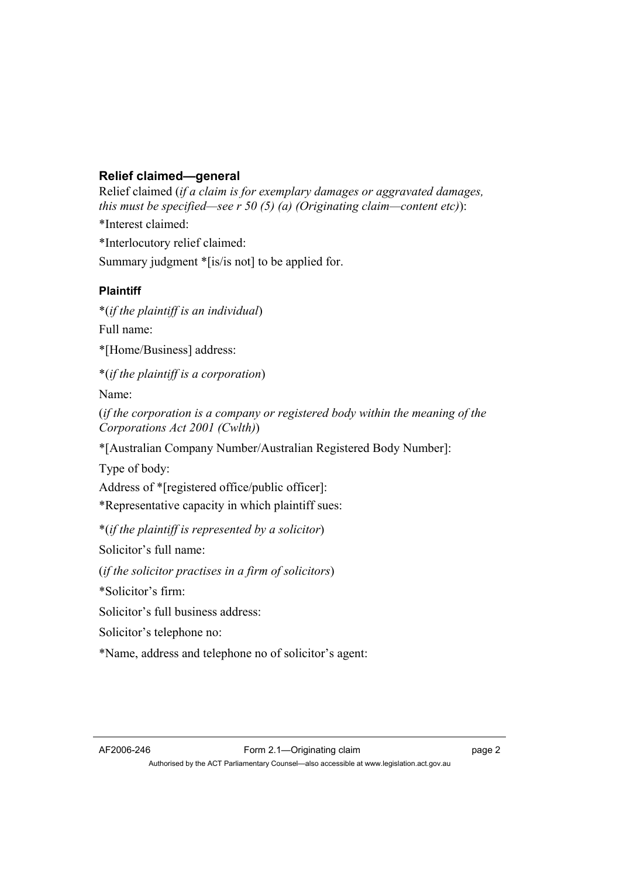### Relief claimed—general

Relief claimed (*if a claim is for exemplary damages or aggravated damages, this must be specified—see r 50 (5) (a) (Originating claim—content etc)*):

*Interest claimed:

*Interlocutory relief claimed:

Summary judgment *[is/is not] to be applied for.

#### Plaintiff

*(*if the plaintiff is an individual*)

Full name:

*[Home/Business] address:

*(*if the plaintiff is a corporation*)

Name:

(*if the corporation is a company or registered body within the meaning of the Corporations Act 2001 (Cwlth)*)

*[Australian Company Number/Australian Registered Body Number]:

Type of body:

Address of *[registered office/public officer]:

*Representative capacity in which plaintiff sues:

*(*if the plaintiff is represented by a solicitor*)

Solicitor's full name:

(*if the solicitor practises in a firm of solicitors*)

*Solicitor's firm:

Solicitor's full business address:

Solicitor's telephone no:

*Name, address and telephone no of solicitor's agent: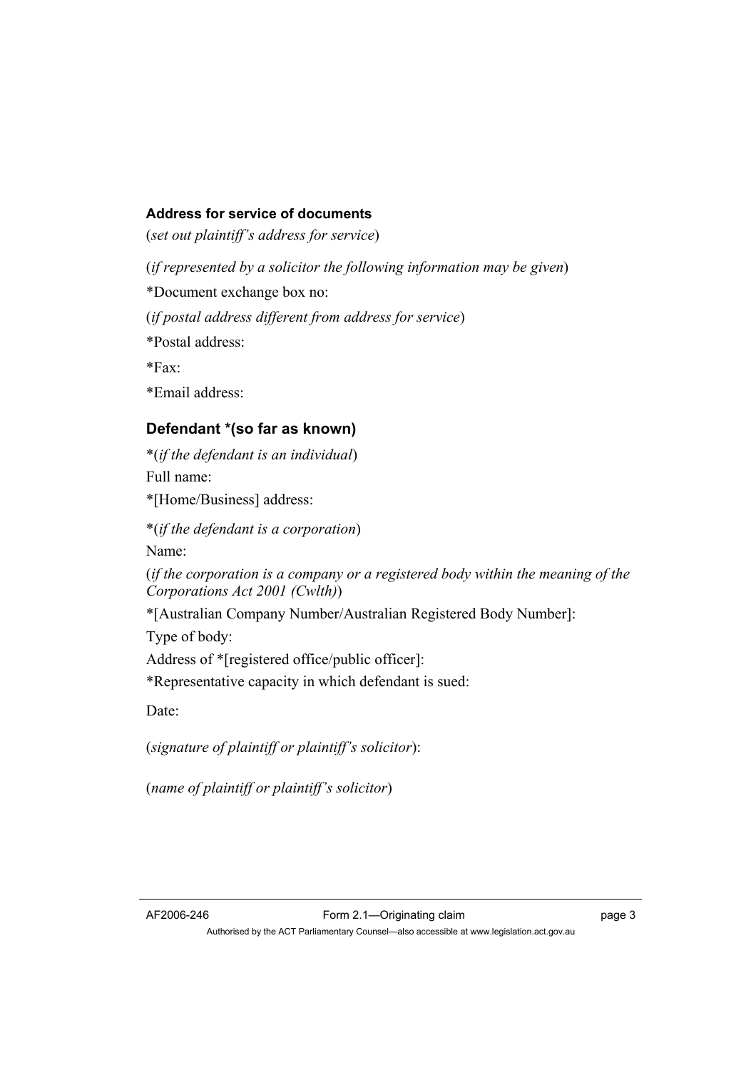### Address for service of documents

(*set out plaintiff's address for service*)

(*if represented by a solicitor the following information may be given*)

*Document exchange box no:

(*if postal address different from address for service*)

*Postal address:

*Fax:

*Email address:

## Defendant *(so far as known)

*(*if the defendant is an individual*)

Full name:

*[Home/Business] address:

*(*if the defendant is a corporation*)

Name:

(*if the corporation is a company or a registered body within the meaning of the Corporations Act 2001 (Cwlth)*)

*[Australian Company Number/Australian Registered Body Number]:

Type of body:

Address of *[registered office/public officer]:

*Representative capacity in which defendant is sued:

Date:

(*signature of plaintiff or plaintiff's solicitor*):

(*name of plaintiff or plaintiff's solicitor*)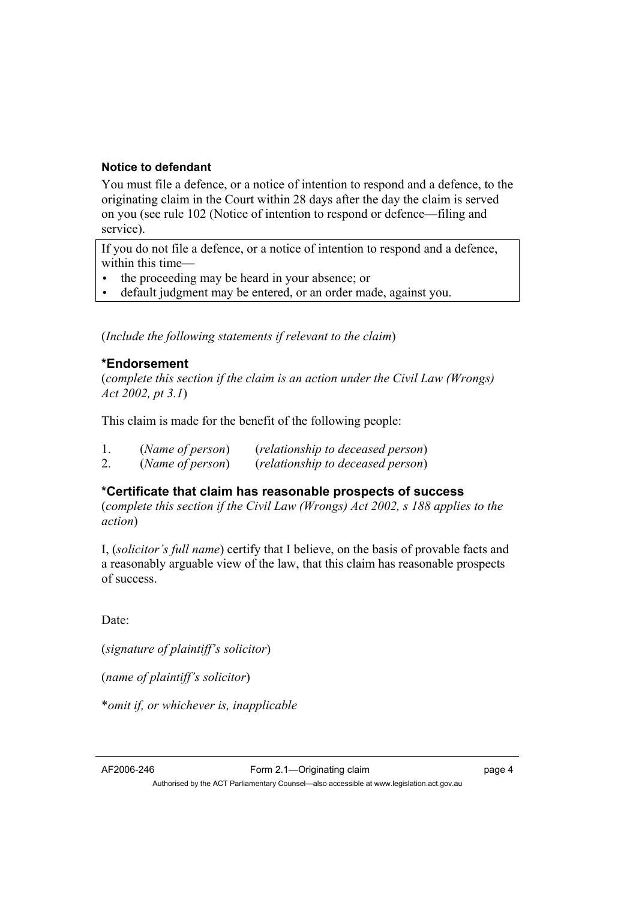**Notice to defendant**

You must file a defence, or a notice of intention to respond and a defence, to the originating claim in the Court within 28 days after the day the claim is served on you (see rule 102 (Notice of intention to respond or defence—filing and service).

If you do not file a defence, or a notice of intention to respond and a defence, within this time—

- the proceeding may be heard in your absence; or
- default judgment may be entered, or an order made, against you.

(*Include the following statements if relevant to the claim*)

## *Endorsement

(*complete this section if the claim is an action under the Civil Law (Wrongs) Act 2002, pt 3.1*)

This claim is made for the benefit of the following people:

1. (*Name of person*) (*relationship to deceased person*)
2. (*Name of person*) (*relationship to deceased person*)

## *Certificate that claim has reasonable prospects of success

(*complete this section if the Civil Law (Wrongs) Act 2002, s 188 applies to the action*)

I, (*solicitor's full name*) certify that I believe, on the basis of provable facts and a reasonably arguable view of the law, that this claim has reasonable prospects of success.

Date:

(*signature of plaintiff's solicitor*)

(*name of plaintiff's solicitor*)

**omit if, or whichever is, inapplicable*